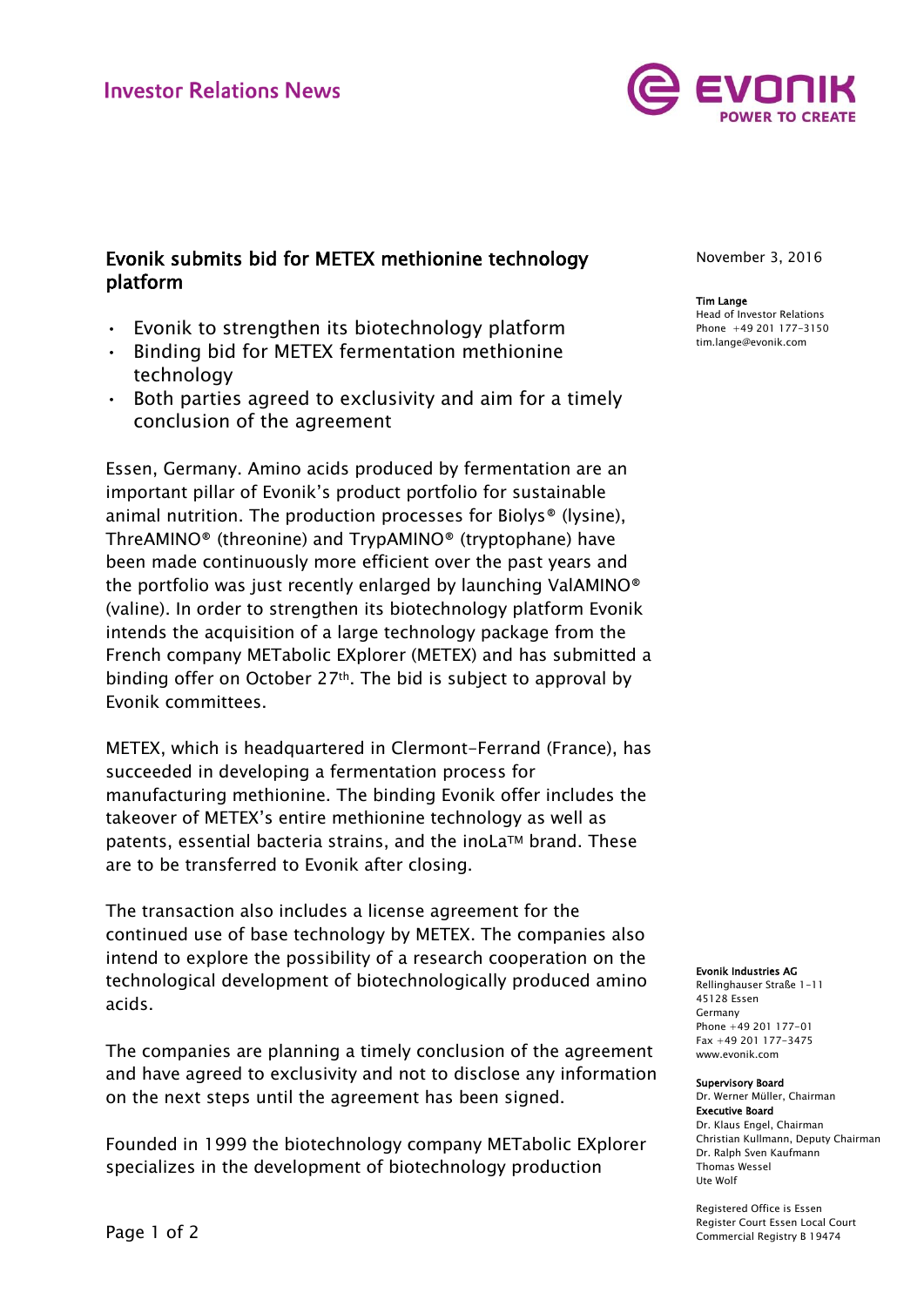Investor Relations News

# Evonik submits bid for METEX methionine technology platform

November 3, 2016

**Tim Lange**
Head of Investor Relations
Phone +49 201 177-3150
tim.lange@evonik.com

- Evonik to strengthen its biotechnology platform
- Binding bid for METEX fermentation methionine technology
- Both parties agreed to exclusivity and aim for a timely conclusion of the agreement

Essen, Germany. Amino acids produced by fermentation are an important pillar of Evonik's product portfolio for sustainable animal nutrition. The production processes for Biolys® (lysine), ThreAMINO® (threonine) and TrypAMINO® (tryptophane) have been made continuously more efficient over the past years and the portfolio was just recently enlarged by launching ValAMINO® (valine). In order to strengthen its biotechnology platform Evonik intends the acquisition of a large technology package from the French company METabolic EXplorer (METEX) and has submitted a binding offer on October 27th. The bid is subject to approval by Evonik committees.

METEX, which is headquartered in Clermont-Ferrand (France), has succeeded in developing a fermentation process for manufacturing methionine. The binding Evonik offer includes the takeover of METEX's entire methionine technology as well as patents, essential bacteria strains, and the inoLa™ brand. These are to be transferred to Evonik after closing.

The transaction also includes a license agreement for the continued use of base technology by METEX. The companies also intend to explore the possibility of a research cooperation on the technological development of biotechnologically produced amino acids.

The companies are planning a timely conclusion of the agreement and have agreed to exclusivity and not to disclose any information on the next steps until the agreement has been signed.

Founded in 1999 the biotechnology company METabolic EXplorer specializes in the development of biotechnology production

**Evonik Industries AG**
Rellinghauser Straße 1-11
45128 Essen
Germany
Phone +49 201 177-01
Fax +49 201 177-3475
www.evonik.com

**Supervisory Board**
Dr. Werner Müller, Chairman
**Executive Board**
Dr. Klaus Engel, Chairman
Christian Kullmann, Deputy Chairman
Dr. Ralph Sven Kaufmann
Thomas Wessel
Ute Wolf

Registered Office is Essen
Register Court Essen Local Court
Commercial Registry B 19474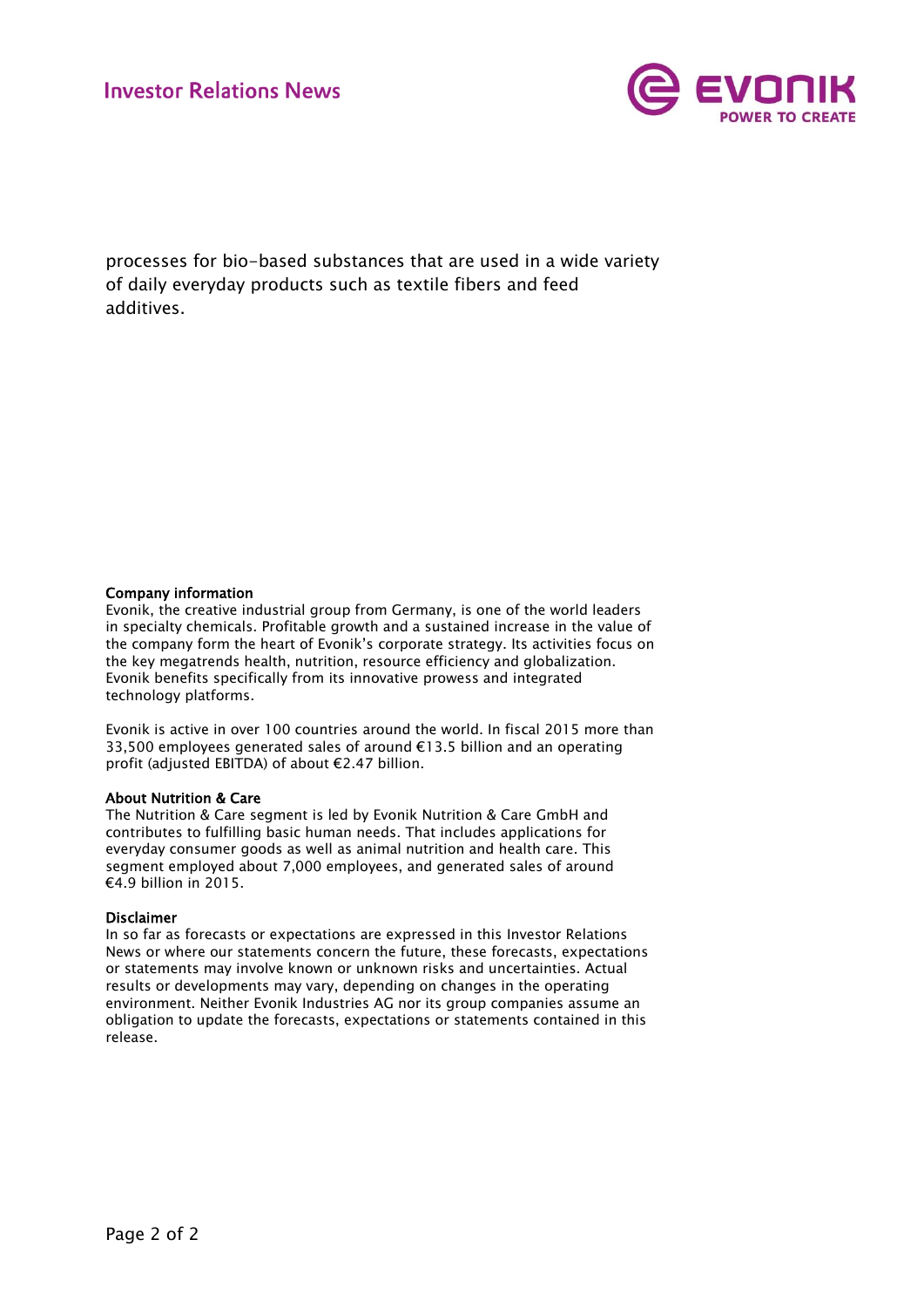processes for bio-based substances that are used in a wide variety of daily everyday products such as textile fibers and feed additives.

**Company information**

Evonik, the creative industrial group from Germany, is one of the world leaders in specialty chemicals. Profitable growth and a sustained increase in the value of the company form the heart of Evonik's corporate strategy. Its activities focus on the key megatrends health, nutrition, resource efficiency and globalization. Evonik benefits specifically from its innovative prowess and integrated technology platforms.

Evonik is active in over 100 countries around the world. In fiscal 2015 more than 33,500 employees generated sales of around €13.5 billion and an operating profit (adjusted EBITDA) of about €2.47 billion.

**About Nutrition & Care**

The Nutrition & Care segment is led by Evonik Nutrition & Care GmbH and contributes to fulfilling basic human needs. That includes applications for everyday consumer goods as well as animal nutrition and health care. This segment employed about 7,000 employees, and generated sales of around €4.9 billion in 2015.

**Disclaimer**

In so far as forecasts or expectations are expressed in this Investor Relations News or where our statements concern the future, these forecasts, expectations or statements may involve known or unknown risks and uncertainties. Actual results or developments may vary, depending on changes in the operating environment. Neither Evonik Industries AG nor its group companies assume an obligation to update the forecasts, expectations or statements contained in this release.